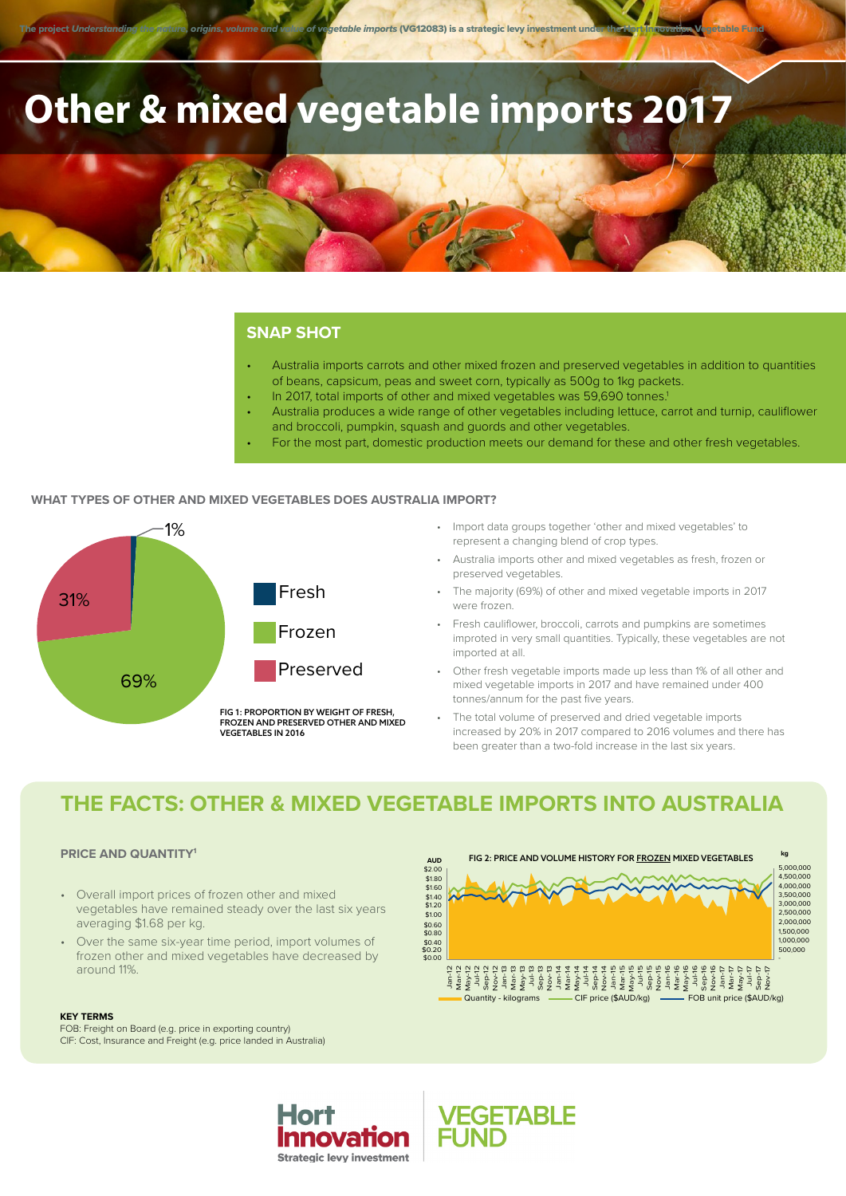The project *Understanding the nature, origins, volume and value of vegetable imports* (VG12083) is a strategic levy investment under the Hort Innovation Vegetable Fund

# Other & mixed vegetable imports 2017

## SNAP SHOT

- Australia imports carrots and other mixed frozen and preserved vegetables in addition to quantities of beans, capsicum, peas and sweet corn, typically as 500g to 1kg packets.
- In 2017, total imports of other and mixed vegetables was 59,690 tonnes.[1]
- Australia produces a wide range of other vegetables including lettuce, carrot and turnip, cauliflower and broccoli, pumpkin, squash and gourds and other vegetables.
- For the most part, domestic production meets our demand for these and other fresh vegetables.

### WHAT TYPES OF OTHER AND MIXED VEGETABLES DOES AUSTRALIA IMPORT?

| Type | Proportion |
|---|---|
| Fresh | 1% |
| Frozen | 69% |
| Preserved | 31% |

FIG 1: PROPORTION BY WEIGHT OF FRESH, FROZEN AND PRESERVED OTHER AND MIXED VEGETABLES IN 2016

- Import data groups together 'other and mixed vegetables' to represent a changing blend of crop types.
- Australia imports other and mixed vegetables as fresh, frozen or preserved vegetables.
- The majority (69%) of other and mixed vegetable imports in 2017 were frozen.
- Fresh cauliflower, broccoli, carrots and pumpkins are sometimes improted in very small quantities. Typically, these vegetables are not imported at all.
- Other fresh vegetable imports made up less than 1% of all other and mixed vegetable imports in 2017 and have remained under 400 tonnes/annum for the past five years.
- The total volume of preserved and dried vegetable imports increased by 20% in 2017 compared to 2016 volumes and there has been greater than a two-fold increase in the last six years.

## THE FACTS: OTHER & MIXED VEGETABLE IMPORTS INTO AUSTRALIA

### PRICE AND QUANTITY[1]

- Overall import prices of frozen other and mixed vegetables have remained steady over the last six years averaging $1.68 per kg.
- Over the same six-year time period, import volumes of frozen other and mixed vegetables have decreased by around 11%.

FIG 2: PRICE AND VOLUME HISTORY FOR FROZEN MIXED VEGETABLES

(Chart: Quantity - kilograms; CIF price ($AUD/kg); FOB unit price ($AUD/kg); Jan-12 to Nov-17)

**KEY TERMS**

FOB: Freight on Board (e.g. price in exporting country)

CIF: Cost, Insurance and Freight (e.g. price landed in Australia)

Hort Innovation Strategic levy investment | VEGETABLE FUND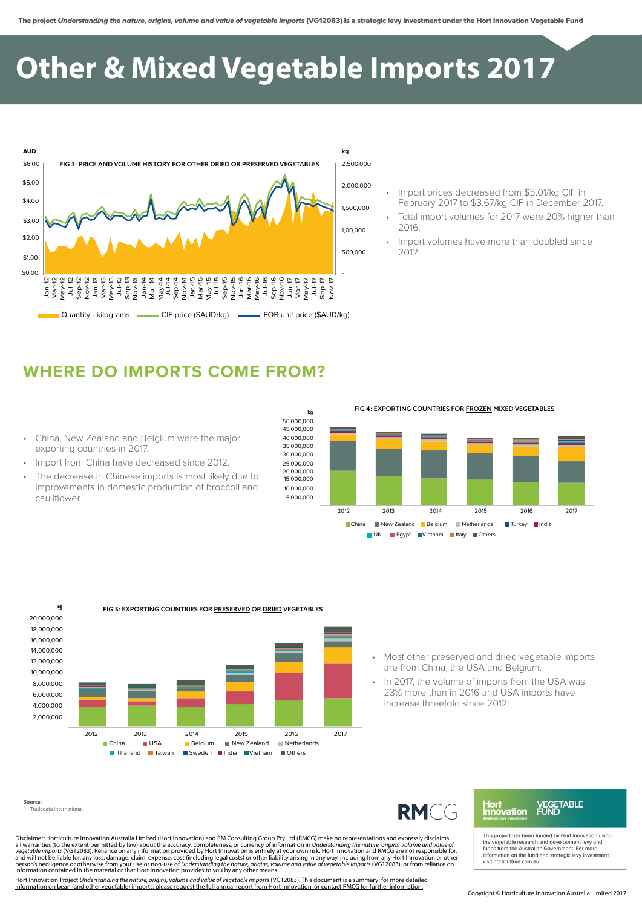The project *Understanding the nature, origins, volume and value of vegetable imports* (VG12083) is a strategic levy investment under the Hort Innovation Vegetable Fund

# Other & Mixed Vegetable Imports 2017

AUD

kg

FIG 3: PRICE AND VOLUME HISTORY FOR OTHER DRIED OR PRESERVED VEGETABLES

$6.00
$5.00
$4.00
$3.00
$2.00
$1.00
$0.00

2,500,000
2,000,000
1,500,000
1,00,000
500,000
-

Jan-12 Mar-12 May-12 Jul-12 Sep-12 Nov-12 Jan-13 Mar-13 May-13 Jul-13 Sep-13 Nov-13 Jan-14 Mar-14 May-14 Jul-14 Sep-14 Nov-14 Jan-15 Mar-15 May-15 Jul-15 Sep-15 Nov-15 Jan-16 Mar-16 May-16 Jul-16 Sep-16 Nov-16 Jan-17 Mar-17 May-17 Jul-17 Sep-17 Nov-17

Quantity - kilograms
CIF price ($AUD/kg)
FOB unit price ($AUD/kg)

- Import prices decreased from $5.01/kg CIF in February 2017 to $3.67/kg CIF in December 2017.
- Total import volumes for 2017 were 20% higher than 2016.
- Import volumes have more than doubled since 2012.

## WHERE DO IMPORTS COME FROM?

- China, New Zealand and Belgium were the major exporting countries in 2017.
- Import from China have decreased since 2012.
- The decrease in Chinese imports is most likely due to improvements in domestic production of broccoli and cauliflower.

FIG 4: EXPORTING COUNTRIES FOR FROZEN MIXED VEGETABLES

kg

50,000,000
45,000,000
40,000,000
35,000,000
30,000,000
25,000,000
20,000,000
15,000,000
10,000,000
5,000,000
-

2012 2013 2014 2015 2016 2017

China, New Zealand, Belgium, Netherlands, Turkey, India, UK, Egypt, Vietnam, Italy, Others

FIG 5: EXPORTING COUNTRIES FOR PRESERVED OR DRIED VEGETABLES

kg

20,000,000
18,000,000
16,000,000
14,000,000
12,000,000
10,000,000
8,000,000
6,000,000
4,000,000
2,000,000
-

2012 2013 2014 2015 2016 2017

China, USA, Belgium, New Zealand, Netherlands, Thailand, Taiwan, Sweden, India, Vietnam, Others

- Most other preserved and dried vegetable imports are from China, the USA and Belgium.
- In 2017, the volume of imports from the USA was 23% more than in 2016 and USA imports have increase threefold since 2012.

**Source:**
1 - Tradedata International

RMCG

Hort Innovation Strategic levy investment | VEGETABLE FUND

This project has been funded by Hort Innovation using the vegetable research and development levy and funds from the Australian Government. For more information on the fund and strategic levy investment visit horticulture.com.au

Disclaimer: Horticulture Innovation Australia Limited (Hort Innovation) and RM Consulting Group Pty Ltd (RMCG) make no representations and expressly disclaims all warranties (to the extent permitted by law) about the accuracy, completeness, or currency of information in *Understanding the nature, origins, volume and value of vegetable imports* (VG12083). Reliance on any information provided by Hort Innovation is entirely at your own risk. Hort Innovation and RMCG are not responsible for, and will not be liable for, any loss, damage, claim, expense, cost (including legal costs) or other liability arising in any way, including from any Hort Innovation or other person's negligence or otherwise from your use or non-use of *Understanding the nature, origins, volume and value of vegetable imports* (VG12083), or from reliance on information contained in the material or that Hort Innovation provides to you by any other means.

Hort Innovation Project *Understanding the nature, origins, volume and value of vegetable imports* (VG12083). This document is a summary; for more detailed information on bean (and other vegetable) imports, please request the full annual report from Hort Innovation, or contact RMCG for further information.

Copyright © Horticulture Innovation Australia Limited 2017